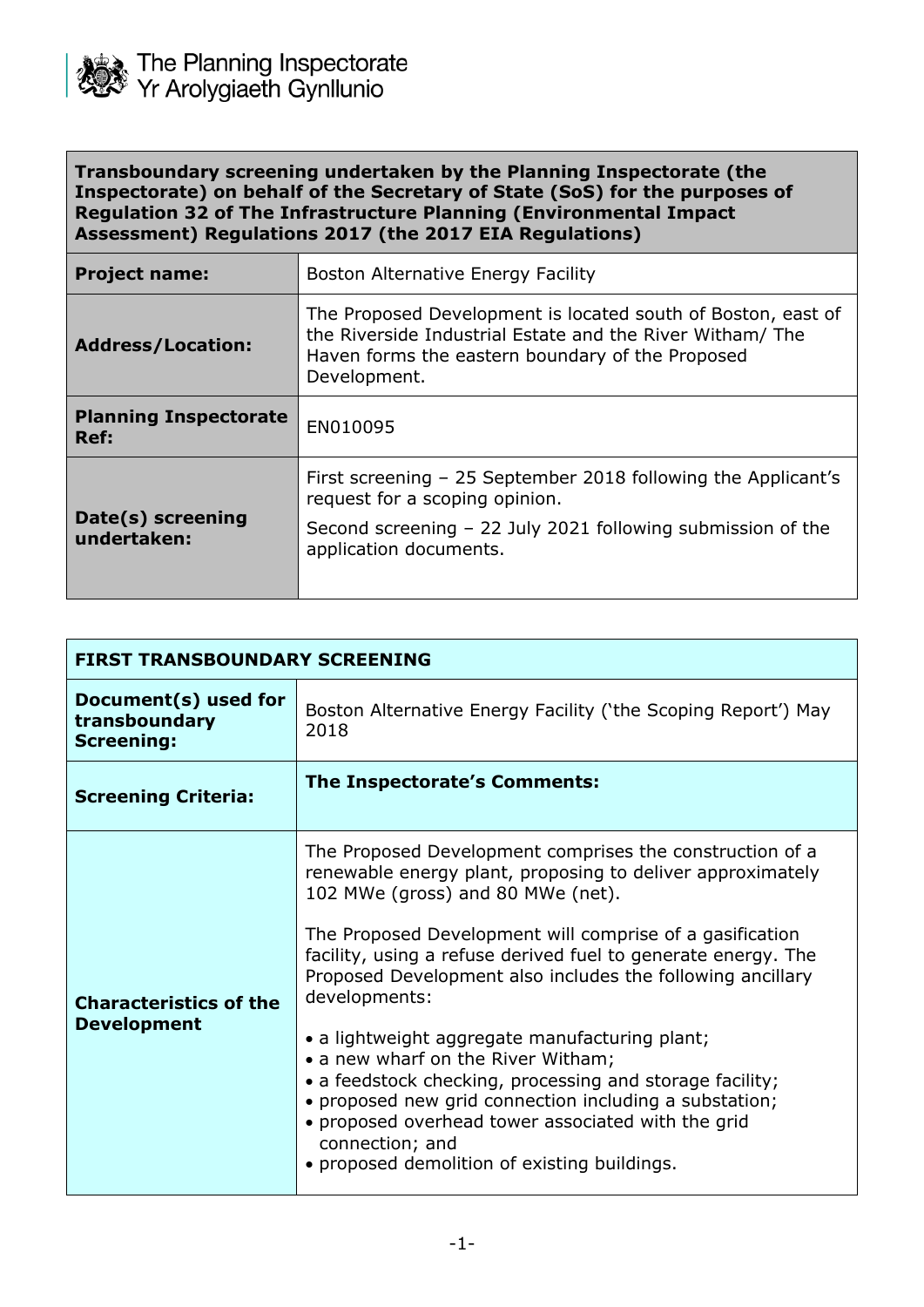The Planning Inspectorate
Yr Arolygiaeth Gynllunio

| **Transboundary screening undertaken by the Planning Inspectorate (the Inspectorate) on behalf of the Secretary of State (SoS) for the purposes of Regulation 32 of The Infrastructure Planning (Environmental Impact Assessment) Regulations 2017 (the 2017 EIA Regulations)** | |
|---|---|
| **Project name:** | Boston Alternative Energy Facility |
| **Address/Location:** | The Proposed Development is located south of Boston, east of the Riverside Industrial Estate and the River Witham/ The Haven forms the eastern boundary of the Proposed Development. |
| **Planning Inspectorate Ref:** | EN010095 |
| **Date(s) screening undertaken:** | First screening – 25 September 2018 following the Applicant's request for a scoping opinion.<br><br>Second screening – 22 July 2021 following submission of the application documents. |

| **FIRST TRANSBOUNDARY SCREENING** | |
|---|---|
| **Document(s) used for transboundary Screening:** | Boston Alternative Energy Facility ('the Scoping Report') May 2018 |
| **Screening Criteria:** | **The Inspectorate's Comments:** |
| **Characteristics of the Development** | The Proposed Development comprises the construction of a renewable energy plant, proposing to deliver approximately 102 MWe (gross) and 80 MWe (net).<br><br>The Proposed Development will comprise of a gasification facility, using a refuse derived fuel to generate energy. The Proposed Development also includes the following ancillary developments:<br><br>• a lightweight aggregate manufacturing plant;<br>• a new wharf on the River Witham;<br>• a feedstock checking, processing and storage facility;<br>• proposed new grid connection including a substation;<br>• proposed overhead tower associated with the grid connection; and<br>• proposed demolition of existing buildings. |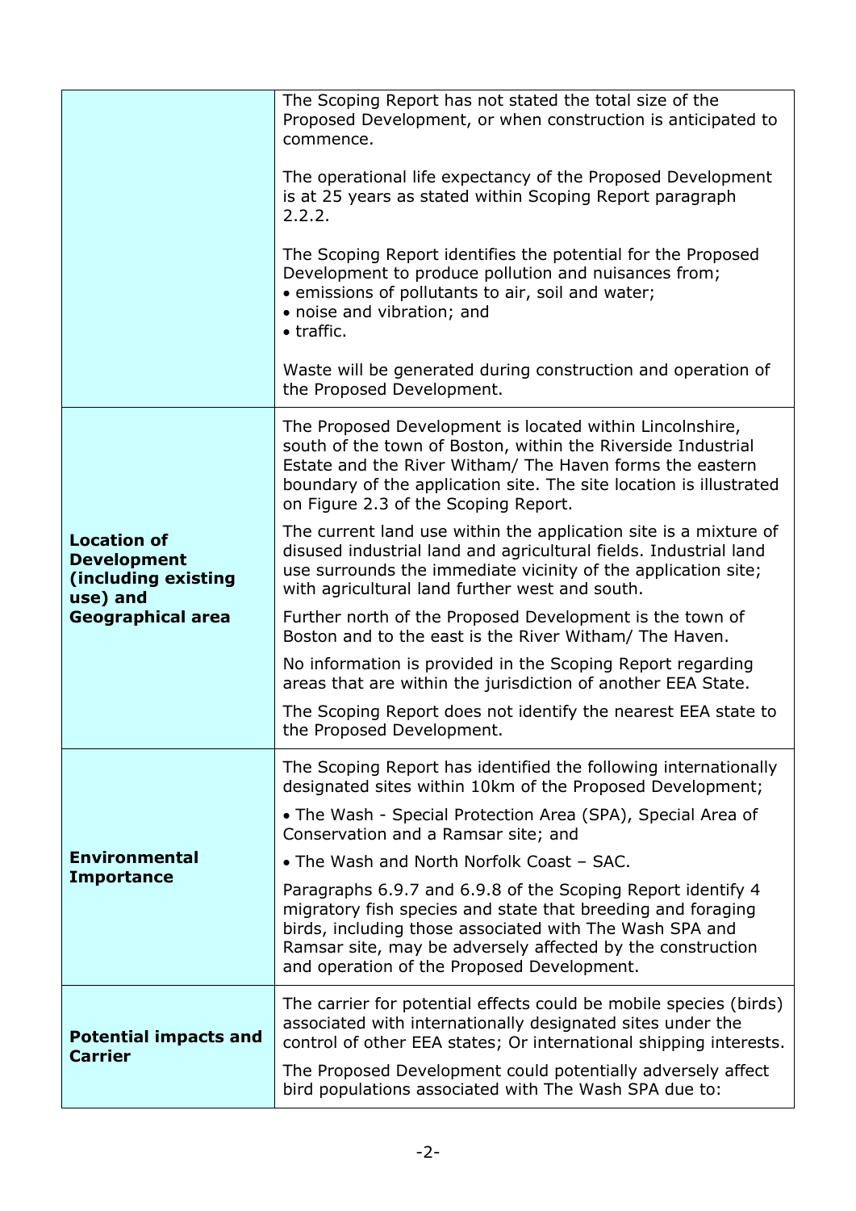| | |
|---|---|
| | The Scoping Report has not stated the total size of the Proposed Development, or when construction is anticipated to commence.<br><br>The operational life expectancy of the Proposed Development is at 25 years as stated within Scoping Report paragraph 2.2.2.<br><br>The Scoping Report identifies the potential for the Proposed Development to produce pollution and nuisances from;<br>• emissions of pollutants to air, soil and water;<br>• noise and vibration; and<br>• traffic.<br><br>Waste will be generated during construction and operation of the Proposed Development. |
| **Location of Development (including existing use) and Geographical area** | The Proposed Development is located within Lincolnshire, south of the town of Boston, within the Riverside Industrial Estate and the River Witham/ The Haven forms the eastern boundary of the application site. The site location is illustrated on Figure 2.3 of the Scoping Report.<br><br>The current land use within the application site is a mixture of disused industrial land and agricultural fields. Industrial land use surrounds the immediate vicinity of the application site; with agricultural land further west and south.<br><br>Further north of the Proposed Development is the town of Boston and to the east is the River Witham/ The Haven.<br><br>No information is provided in the Scoping Report regarding areas that are within the jurisdiction of another EEA State.<br><br>The Scoping Report does not identify the nearest EEA state to the Proposed Development. |
| **Environmental Importance** | The Scoping Report has identified the following internationally designated sites within 10km of the Proposed Development;<br><br>• The Wash - Special Protection Area (SPA), Special Area of Conservation and a Ramsar site; and<br><br>• The Wash and North Norfolk Coast – SAC.<br><br>Paragraphs 6.9.7 and 6.9.8 of the Scoping Report identify 4 migratory fish species and state that breeding and foraging birds, including those associated with The Wash SPA and Ramsar site, may be adversely affected by the construction and operation of the Proposed Development. |
| **Potential impacts and Carrier** | The carrier for potential effects could be mobile species (birds) associated with internationally designated sites under the control of other EEA states; Or international shipping interests.<br><br>The Proposed Development could potentially adversely affect bird populations associated with The Wash SPA due to: |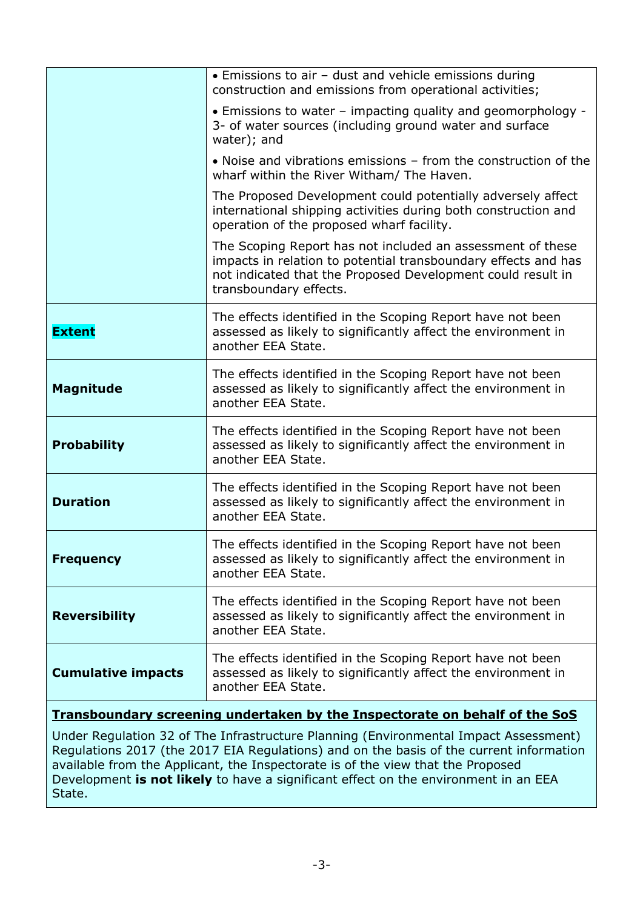| | |
|---|---|
| | • Emissions to air – dust and vehicle emissions during construction and emissions from operational activities;<br><br>• Emissions to water – impacting quality and geomorphology - 3- of water sources (including ground water and surface water); and<br><br>• Noise and vibrations emissions – from the construction of the wharf within the River Witham/ The Haven.<br><br>The Proposed Development could potentially adversely affect international shipping activities during both construction and operation of the proposed wharf facility.<br><br>The Scoping Report has not included an assessment of these impacts in relation to potential transboundary effects and has not indicated that the Proposed Development could result in transboundary effects. |
| **Extent** | The effects identified in the Scoping Report have not been assessed as likely to significantly affect the environment in another EEA State. |
| **Magnitude** | The effects identified in the Scoping Report have not been assessed as likely to significantly affect the environment in another EEA State. |
| **Probability** | The effects identified in the Scoping Report have not been assessed as likely to significantly affect the environment in another EEA State. |
| **Duration** | The effects identified in the Scoping Report have not been assessed as likely to significantly affect the environment in another EEA State. |
| **Frequency** | The effects identified in the Scoping Report have not been assessed as likely to significantly affect the environment in another EEA State. |
| **Reversibility** | The effects identified in the Scoping Report have not been assessed as likely to significantly affect the environment in another EEA State. |
| **Cumulative impacts** | The effects identified in the Scoping Report have not been assessed as likely to significantly affect the environment in another EEA State. |

**Transboundary screening undertaken by the Inspectorate on behalf of the SoS**

Under Regulation 32 of The Infrastructure Planning (Environmental Impact Assessment) Regulations 2017 (the 2017 EIA Regulations) and on the basis of the current information available from the Applicant, the Inspectorate is of the view that the Proposed Development **is not likely** to have a significant effect on the environment in an EEA State.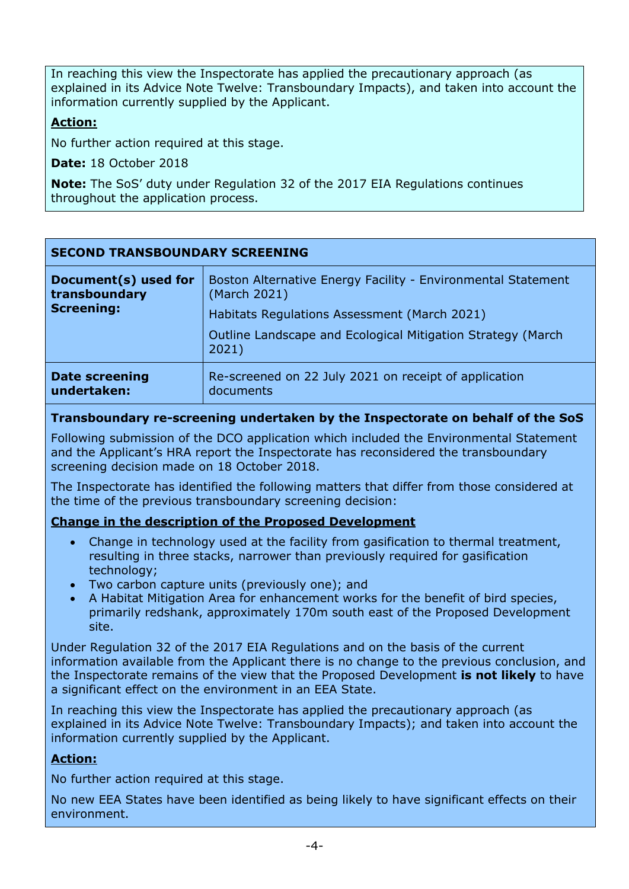In reaching this view the Inspectorate has applied the precautionary approach (as explained in its Advice Note Twelve: Transboundary Impacts), and taken into account the information currently supplied by the Applicant.

**Action:**

No further action required at this stage.

**Date:** 18 October 2018

**Note:** The SoS' duty under Regulation 32 of the 2017 EIA Regulations continues throughout the application process.

| **SECOND TRANSBOUNDARY SCREENING** | |
|---|---|
| **Document(s) used for transboundary Screening:** | Boston Alternative Energy Facility - Environmental Statement (March 2021)<br>Habitats Regulations Assessment (March 2021)<br>Outline Landscape and Ecological Mitigation Strategy (March 2021) |
| **Date screening undertaken:** | Re-screened on 22 July 2021 on receipt of application documents |

**Transboundary re-screening undertaken by the Inspectorate on behalf of the SoS**

Following submission of the DCO application which included the Environmental Statement and the Applicant's HRA report the Inspectorate has reconsidered the transboundary screening decision made on 18 October 2018.

The Inspectorate has identified the following matters that differ from those considered at the time of the previous transboundary screening decision:

**Change in the description of the Proposed Development**

- Change in technology used at the facility from gasification to thermal treatment, resulting in three stacks, narrower than previously required for gasification technology;
- Two carbon capture units (previously one); and
- A Habitat Mitigation Area for enhancement works for the benefit of bird species, primarily redshank, approximately 170m south east of the Proposed Development site.

Under Regulation 32 of the 2017 EIA Regulations and on the basis of the current information available from the Applicant there is no change to the previous conclusion, and the Inspectorate remains of the view that the Proposed Development **is not likely** to have a significant effect on the environment in an EEA State.

In reaching this view the Inspectorate has applied the precautionary approach (as explained in its Advice Note Twelve: Transboundary Impacts); and taken into account the information currently supplied by the Applicant.

**Action:**

No further action required at this stage.

No new EEA States have been identified as being likely to have significant effects on their environment.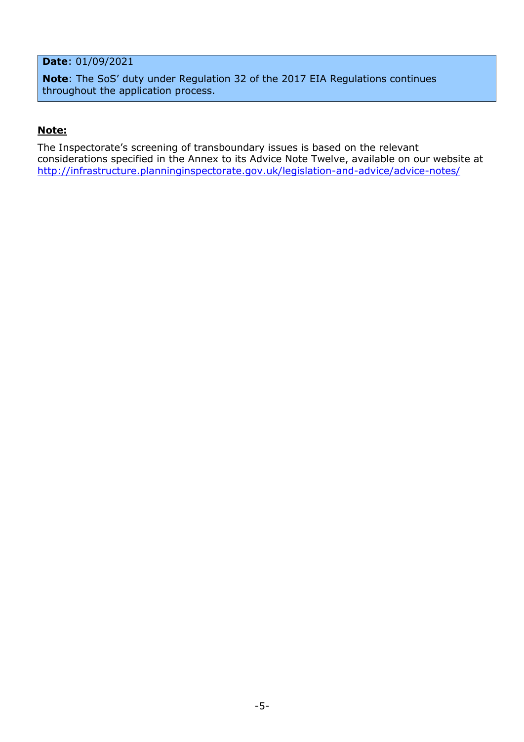**Date**: 01/09/2021

**Note**: The SoS' duty under Regulation 32 of the 2017 EIA Regulations continues throughout the application process.

**Note:**

The Inspectorate's screening of transboundary issues is based on the relevant considerations specified in the Annex to its Advice Note Twelve, available on our website at http://infrastructure.planninginspectorate.gov.uk/legislation-and-advice/advice-notes/